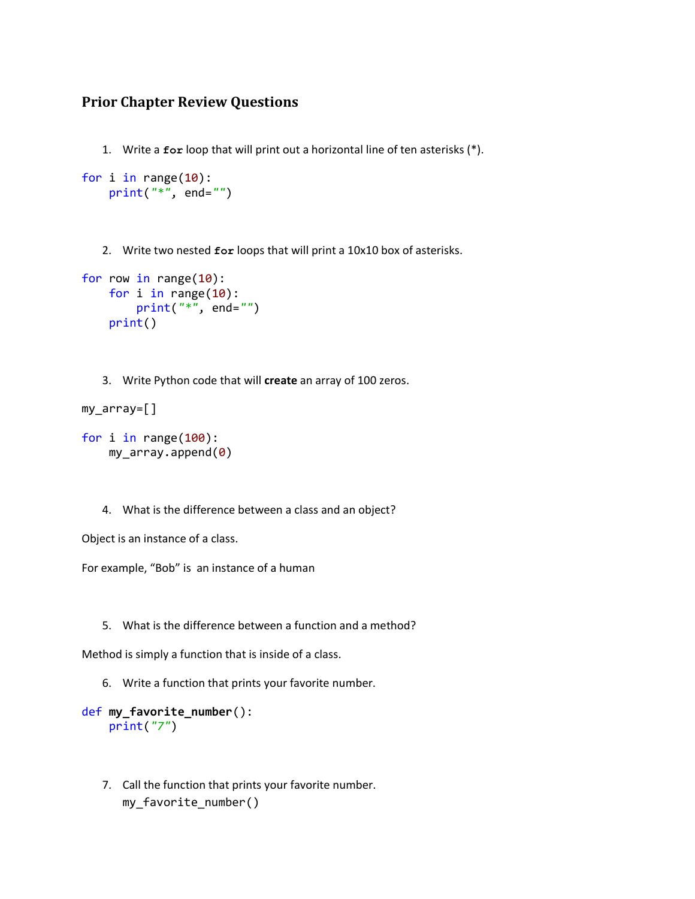## Prior Chapter Review Questions

1. Write a **for** loop that will print out a horizontal line of ten asterisks (*).

```
for i in range(10):
    print("*", end="")
```

2. Write two nested **for** loops that will print a 10x10 box of asterisks.

```
for row in range(10):
    for i in range(10):
        print("*", end="")
    print()
```

3. Write Python code that will **create** an array of 100 zeros.

```
my_array=[]

for i in range(100):
    my_array.append(0)
```

4. What is the difference between a class and an object?

Object is an instance of a class.

For example, “Bob” is an instance of a human

5. What is the difference between a function and a method?

Method is simply a function that is inside of a class.

6. Write a function that prints your favorite number.

```
def my_favorite_number():
    print("7")
```

7. Call the function that prints your favorite number.

```
my_favorite_number()
```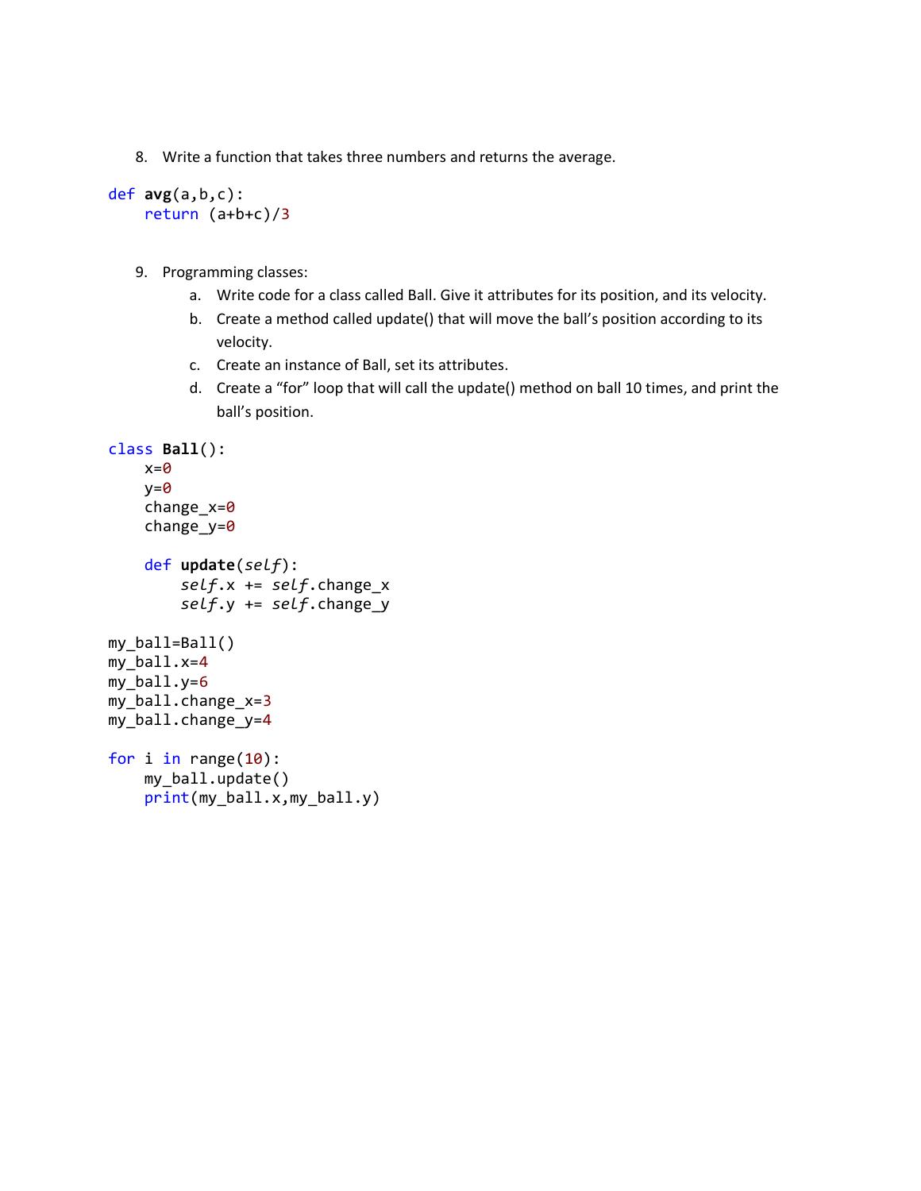8. Write a function that takes three numbers and returns the average.

```
def avg(a,b,c):
    return (a+b+c)/3
```

9. Programming classes:
    a. Write code for a class called Ball. Give it attributes for its position, and its velocity.
    b. Create a method called update() that will move the ball's position according to its velocity.
    c. Create an instance of Ball, set its attributes.
    d. Create a "for" loop that will call the update() method on ball 10 times, and print the ball's position.

```
class Ball():
    x=0
    y=0
    change_x=0
    change_y=0

    def update(self):
        self.x += self.change_x
        self.y += self.change_y

my_ball=Ball()
my_ball.x=4
my_ball.y=6
my_ball.change_x=3
my_ball.change_y=4

for i in range(10):
    my_ball.update()
    print(my_ball.x,my_ball.y)
```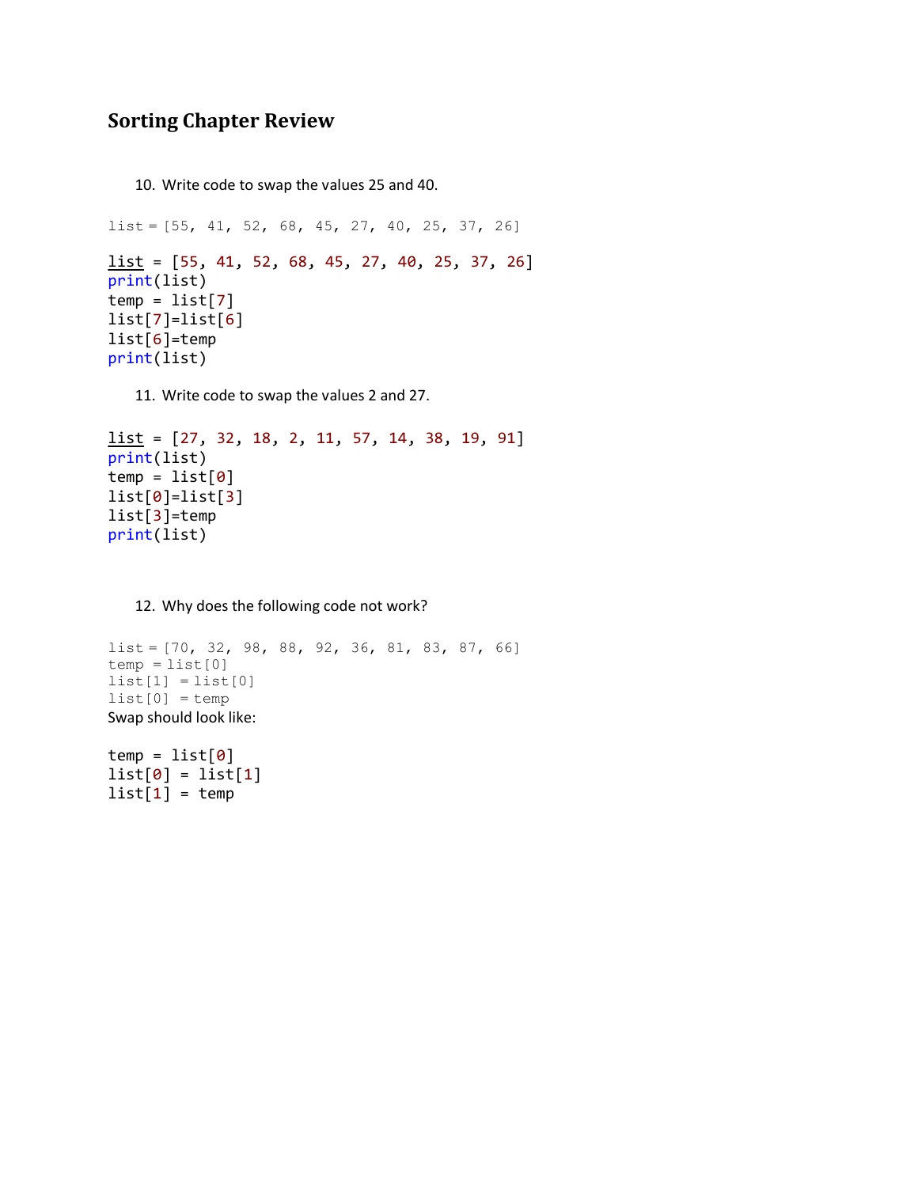## Sorting Chapter Review

10. Write code to swap the values 25 and 40.

```
list = [55, 41, 52, 68, 45, 27, 40, 25, 37, 26]
```

```
list = [55, 41, 52, 68, 45, 27, 40, 25, 37, 26]
print(list)
temp = list[7]
list[7]=list[6]
list[6]=temp
print(list)
```

11. Write code to swap the values 2 and 27.

```
list = [27, 32, 18, 2, 11, 57, 14, 38, 19, 91]
print(list)
temp = list[0]
list[0]=list[3]
list[3]=temp
print(list)
```

12. Why does the following code not work?

```
list = [70, 32, 98, 88, 92, 36, 81, 83, 87, 66]
temp = list[0]
list[1] = list[0]
list[0] = temp
```

Swap should look like:

```
temp = list[0]
list[0] = list[1]
list[1] = temp
```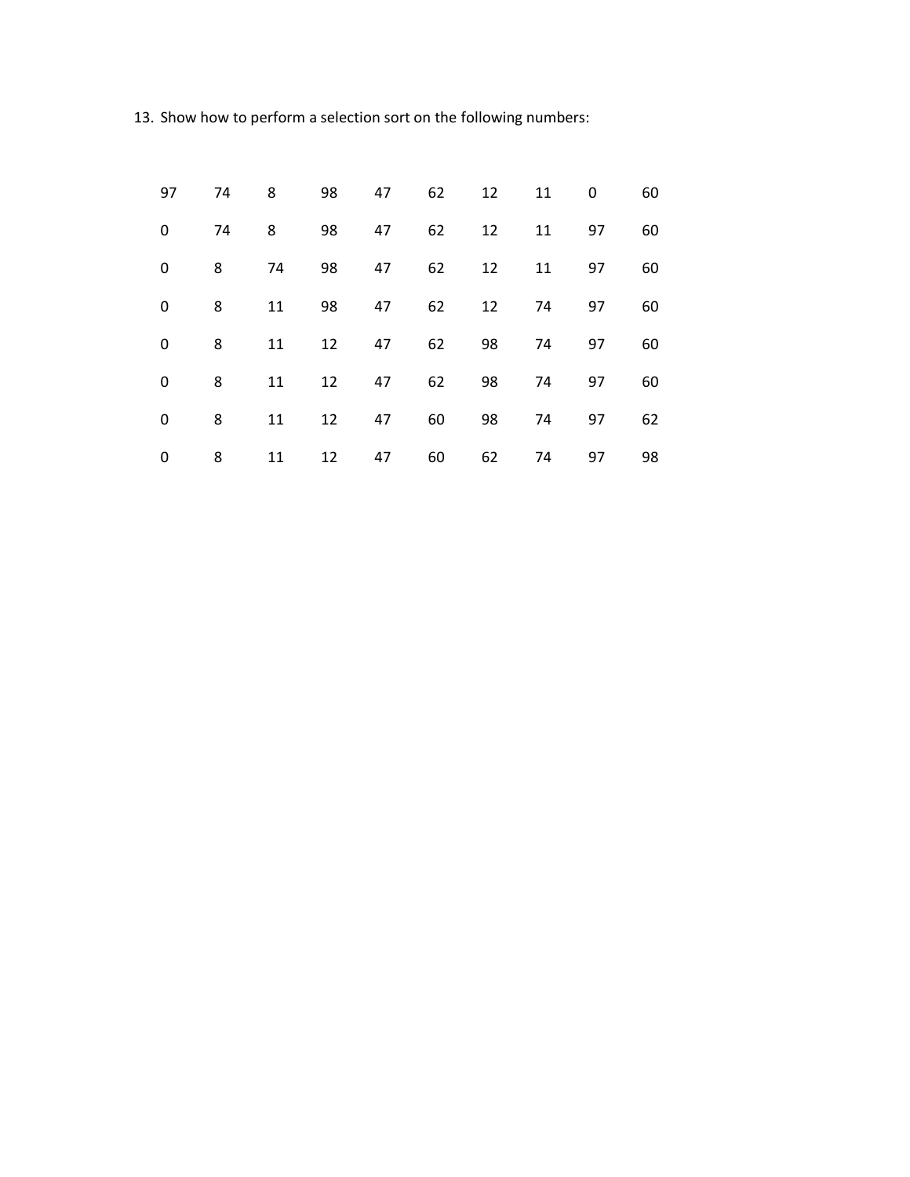13. Show how to perform a selection sort on the following numbers:

| | | | | | | | | | |
|---|---|---|---|---|---|---|---|---|---|
| 97 | 74 | 8 | 98 | 47 | 62 | 12 | 11 | 0 | 60 |
| 0 | 74 | 8 | 98 | 47 | 62 | 12 | 11 | 97 | 60 |
| 0 | 8 | 74 | 98 | 47 | 62 | 12 | 11 | 97 | 60 |
| 0 | 8 | 11 | 98 | 47 | 62 | 12 | 74 | 97 | 60 |
| 0 | 8 | 11 | 12 | 47 | 62 | 98 | 74 | 97 | 60 |
| 0 | 8 | 11 | 12 | 47 | 62 | 98 | 74 | 97 | 60 |
| 0 | 8 | 11 | 12 | 47 | 60 | 98 | 74 | 97 | 62 |
| 0 | 8 | 11 | 12 | 47 | 60 | 62 | 74 | 97 | 98 |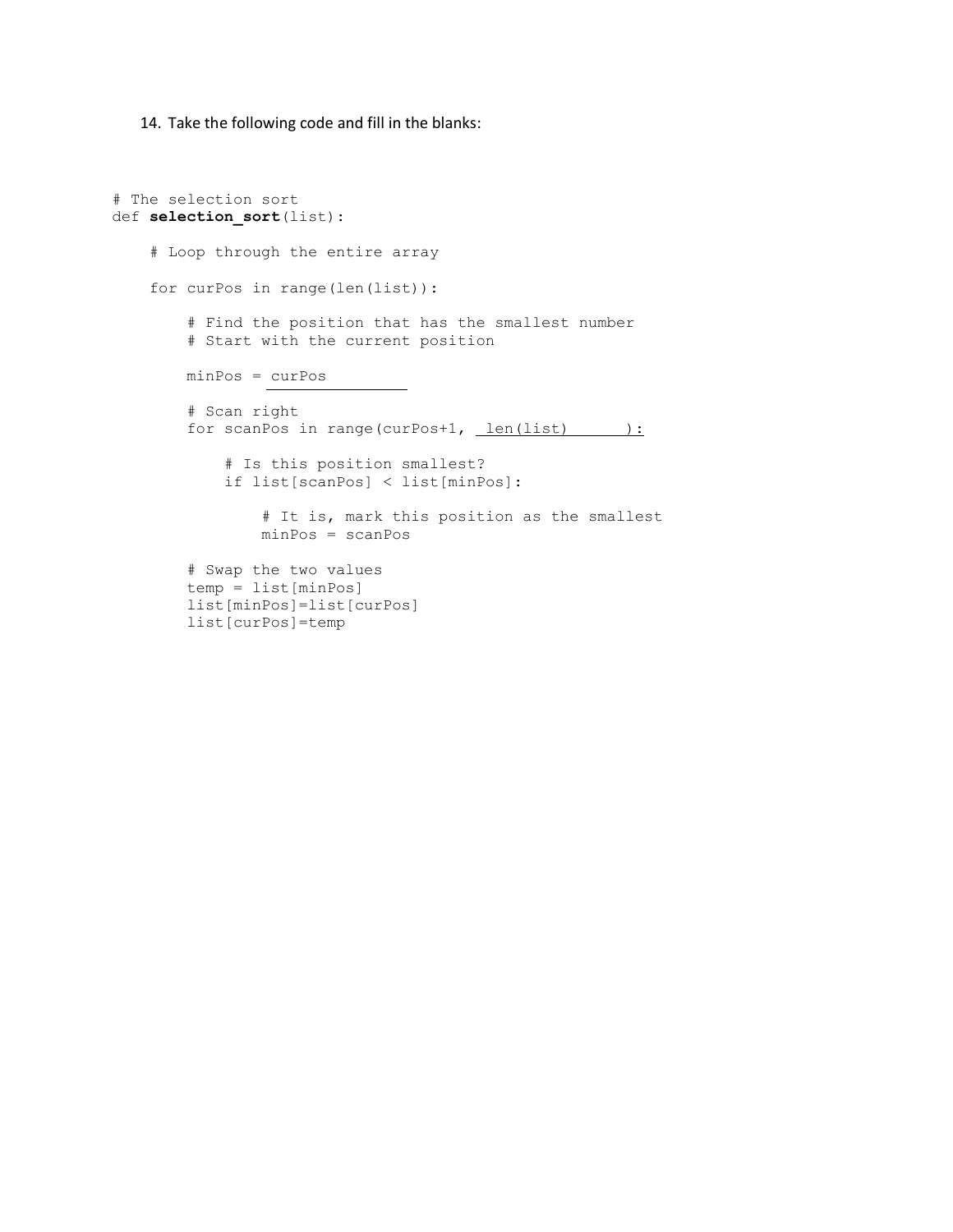14. Take the following code and fill in the blanks:

```
# The selection sort
def selection_sort(list):

    # Loop through the entire array

    for curPos in range(len(list)):

        # Find the position that has the smallest number
        # Start with the current position

        minPos = curPos

        # Scan right
        for scanPos in range(curPos+1, len(list) ):

            # Is this position smallest?
            if list[scanPos] < list[minPos]:

                # It is, mark this position as the smallest
                minPos = scanPos

        # Swap the two values
        temp = list[minPos]
        list[minPos]=list[curPos]
        list[curPos]=temp
```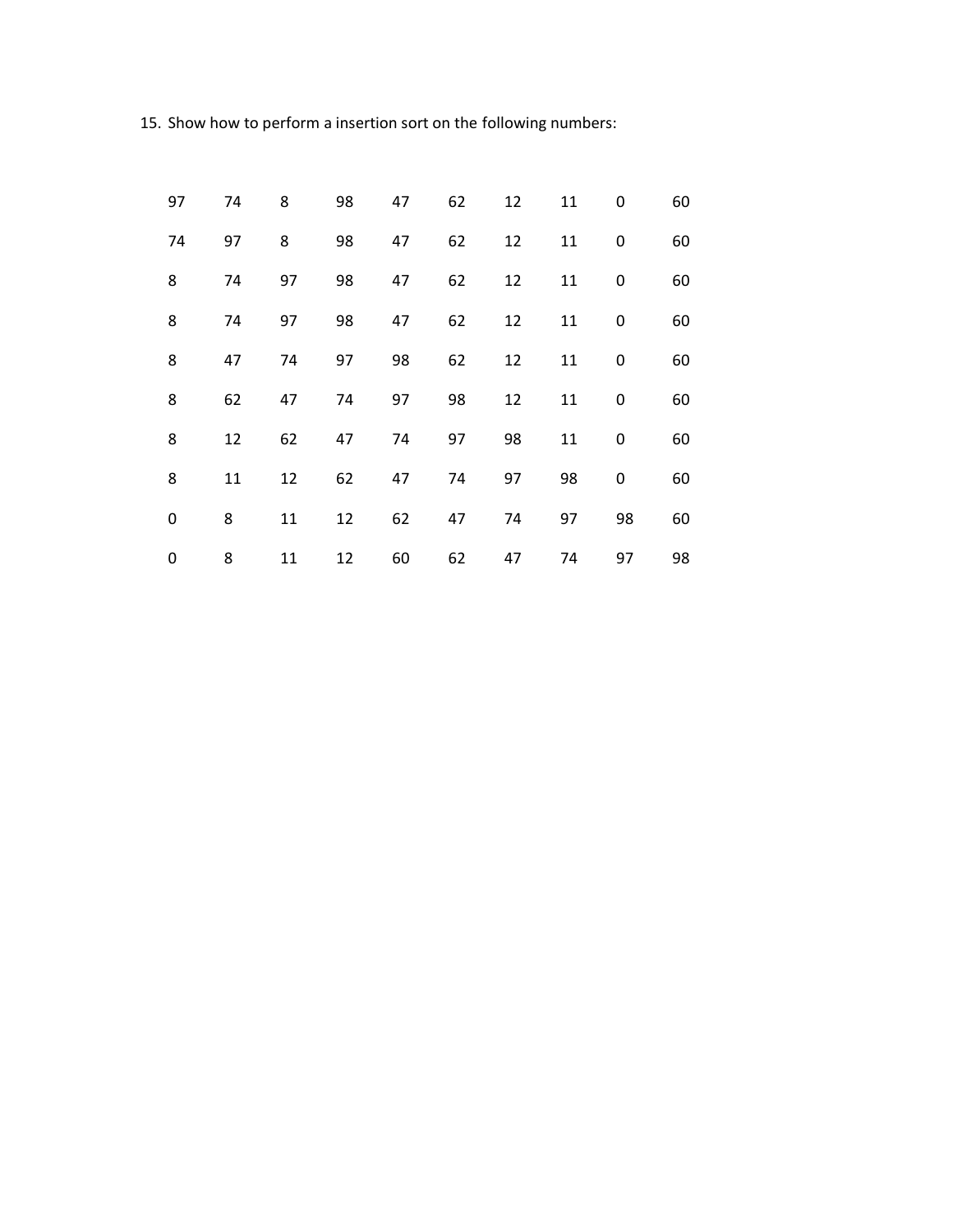15. Show how to perform a insertion sort on the following numbers:

| | | | | | | | | | |
|---|---|---|---|---|---|---|---|---|---|
| 97 | 74 | 8 | 98 | 47 | 62 | 12 | 11 | 0 | 60 |
| 74 | 97 | 8 | 98 | 47 | 62 | 12 | 11 | 0 | 60 |
| 8 | 74 | 97 | 98 | 47 | 62 | 12 | 11 | 0 | 60 |
| 8 | 74 | 97 | 98 | 47 | 62 | 12 | 11 | 0 | 60 |
| 8 | 47 | 74 | 97 | 98 | 62 | 12 | 11 | 0 | 60 |
| 8 | 62 | 47 | 74 | 97 | 98 | 12 | 11 | 0 | 60 |
| 8 | 12 | 62 | 47 | 74 | 97 | 98 | 11 | 0 | 60 |
| 8 | 11 | 12 | 62 | 47 | 74 | 97 | 98 | 0 | 60 |
| 0 | 8 | 11 | 12 | 62 | 47 | 74 | 97 | 98 | 60 |
| 0 | 8 | 11 | 12 | 60 | 62 | 47 | 74 | 97 | 98 |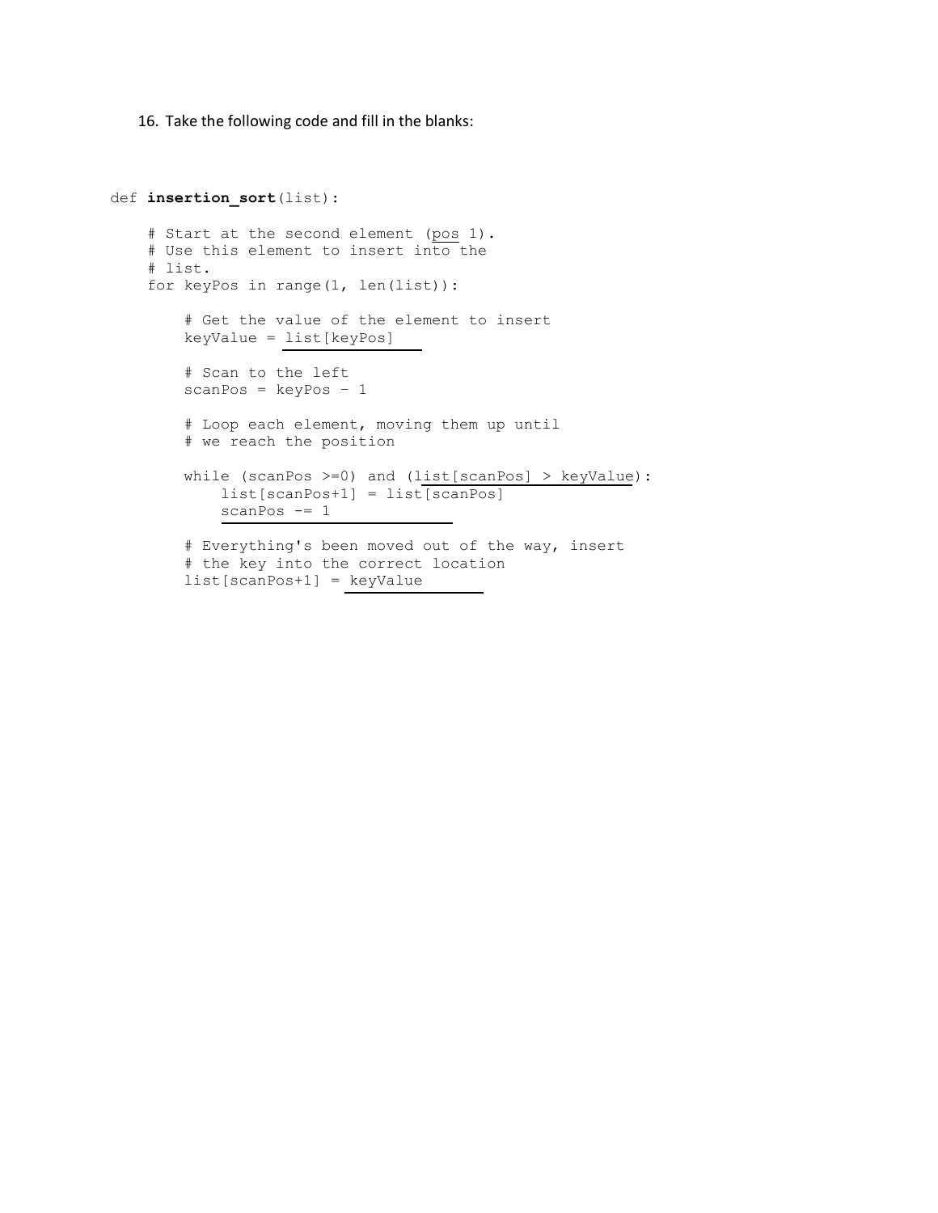16. Take the following code and fill in the blanks:

```
def insertion_sort(list):

    # Start at the second element (pos 1).
    # Use this element to insert into the
    # list.
    for keyPos in range(1, len(list)):

        # Get the value of the element to insert
        keyValue = list[keyPos]

        # Scan to the left
        scanPos = keyPos - 1

        # Loop each element, moving them up until
        # we reach the position

        while (scanPos >=0) and (list[scanPos] > keyValue):
            list[scanPos+1] = list[scanPos]
            scanPos -= 1

        # Everything's been moved out of the way, insert
        # the key into the correct location
        list[scanPos+1] = keyValue
```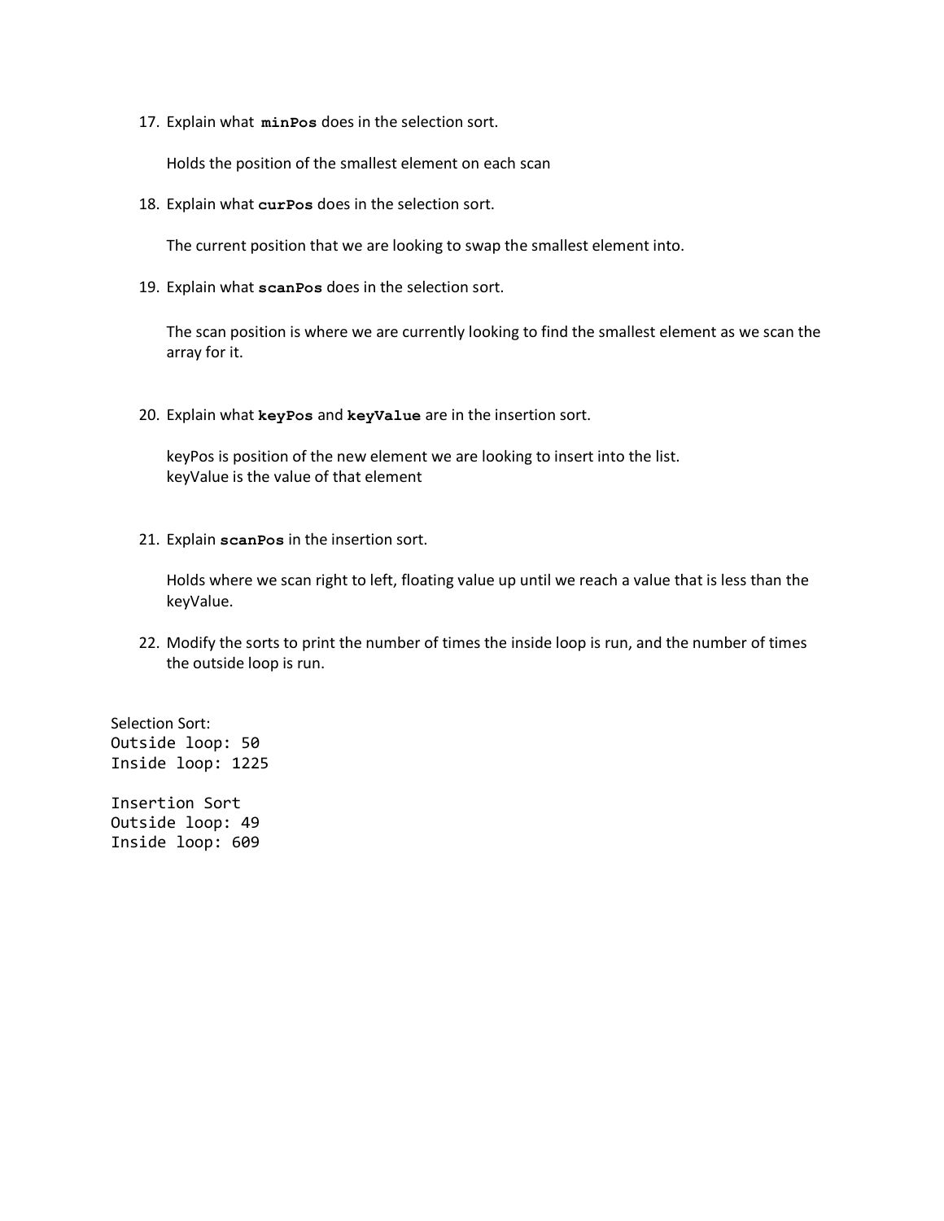17. Explain what **`minPos`** does in the selection sort.

    Holds the position of the smallest element on each scan

18. Explain what **`curPos`** does in the selection sort.

    The current position that we are looking to swap the smallest element into.

19. Explain what **`scanPos`** does in the selection sort.

    The scan position is where we are currently looking to find the smallest element as we scan the array for it.

20. Explain what **`keyPos`** and **`keyValue`** are in the insertion sort.

    keyPos is position of the new element we are looking to insert into the list.
    keyValue is the value of that element

21. Explain **`scanPos`** in the insertion sort.

    Holds where we scan right to left, floating value up until we reach a value that is less than the keyValue.

22. Modify the sorts to print the number of times the inside loop is run, and the number of times the outside loop is run.

Selection Sort:

```
Outside loop: 50
Inside loop: 1225

Insertion Sort
Outside loop: 49
Inside loop: 609
```